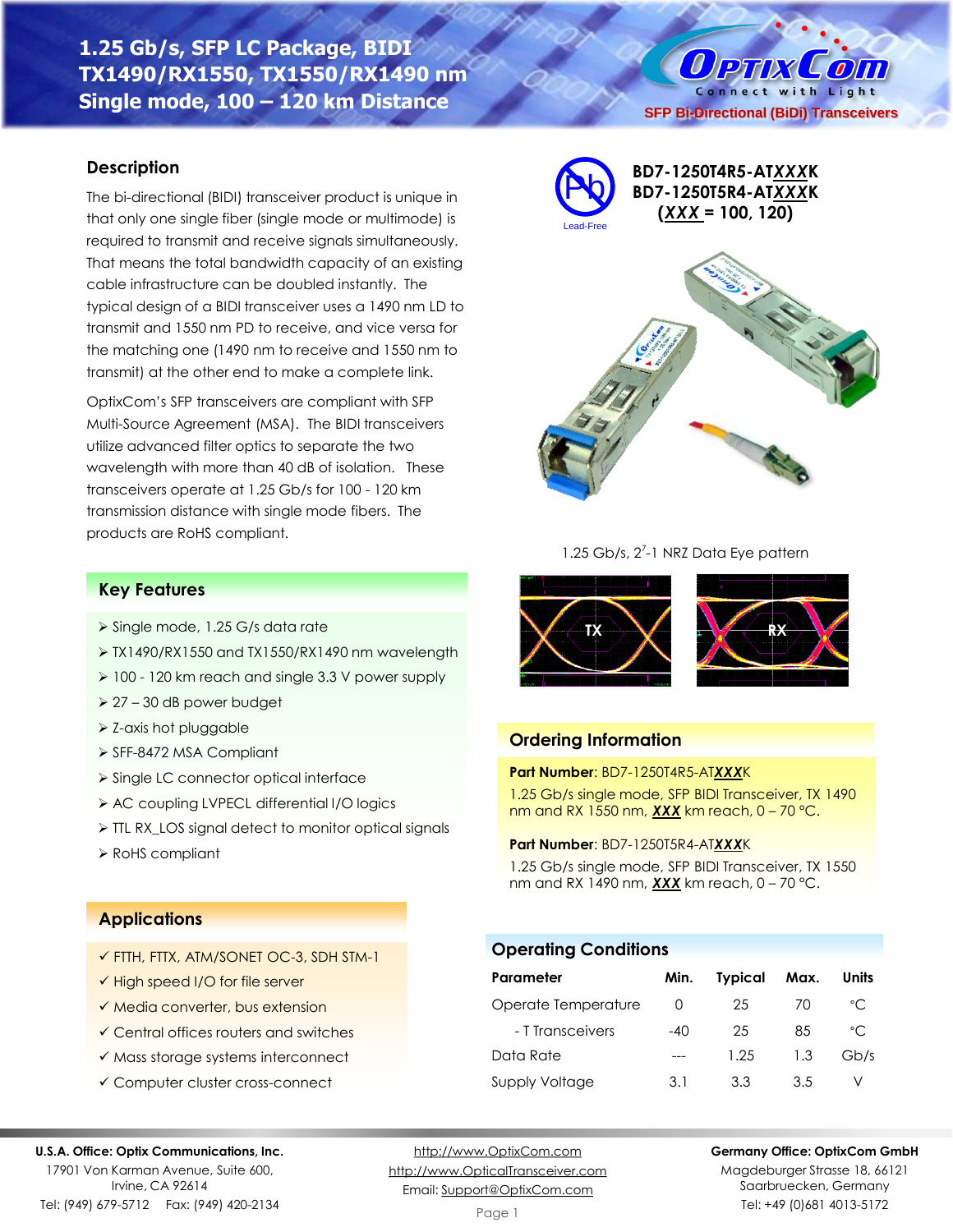# 1.25 Gb/s, SFP LC Package, BIDI TX1490/RX1550, TX1550/RX1490 nm Single mode, 100 – 120 km Distance

SFP Bi-Directional (BiDi) Transceivers

**BD7-1250T4R5-AT*XXX*K**
**BD7-1250T5R4-AT*XXX*K**
**(*XXX* = 100, 120)**

Lead-Free

## Description

The bi-directional (BIDI) transceiver product is unique in that only one single fiber (single mode or multimode) is required to transmit and receive signals simultaneously. That means the total bandwidth capacity of an existing cable infrastructure can be doubled instantly. The typical design of a BIDI transceiver uses a 1490 nm LD to transmit and 1550 nm PD to receive, and vice versa for the matching one (1490 nm to receive and 1550 nm to transmit) at the other end to make a complete link.

OptixCom's SFP transceivers are compliant with SFP Multi-Source Agreement (MSA). The BIDI transceivers utilize advanced filter optics to separate the two wavelength with more than 40 dB of isolation. These transceivers operate at 1.25 Gb/s for 100 - 120 km transmission distance with single mode fibers. The products are RoHS compliant.

1.25 Gb/s, $2^7$-1 NRZ Data Eye pattern

TX RX

## Key Features

- Single mode, 1.25 G/s data rate
- TX1490/RX1550 and TX1550/RX1490 nm wavelength
- 100 - 120 km reach and single 3.3 V power supply
- 27 – 30 dB power budget
- Z-axis hot pluggable
- SFF-8472 MSA Compliant
- Single LC connector optical interface
- AC coupling LVPECL differential I/O logics
- TTL RX_LOS signal detect to monitor optical signals
- RoHS compliant

## Applications

- ✓ FTTH, FTTX, ATM/SONET OC-3, SDH STM-1
- ✓ High speed I/O for file server
- ✓ Media converter, bus extension
- ✓ Central offices routers and switches
- ✓ Mass storage systems interconnect
- ✓ Computer cluster cross-connect

## Ordering Information

**Part Number**: BD7-1250T4R5-AT***XXX***K

1.25 Gb/s single mode, SFP BIDI Transceiver, TX 1490 nm and RX 1550 nm, ***XXX*** km reach, 0 – 70 °C.

**Part Number**: BD7-1250T5R4-AT***XXX***K

1.25 Gb/s single mode, SFP BIDI Transceiver, TX 1550 nm and RX 1490 nm, ***XXX*** km reach, 0 – 70 °C.

## Operating Conditions

| Parameter | Min. | Typical | Max. | Units |
|---|---|---|---|---|
| Operate Temperature | 0 | 25 | 70 | °C |
| - T Transceivers | -40 | 25 | 85 | °C |
| Data Rate | --- | 1.25 | 1.3 | Gb/s |
| Supply Voltage | 3.1 | 3.3 | 3.5 | V |

**U.S.A. Office: Optix Communications, Inc.**
17901 Von Karman Avenue, Suite 600,
Irvine, CA 92614
Tel: (949) 679-5712 Fax: (949) 420-2134

http://www.OptixCom.com
http://www.OpticalTransceiver.com
Email: Support@OptixCom.com

**Germany Office: OptixCom GmbH**
Magdeburger Strasse 18, 66121
Saarbruecken, Germany
Tel: +49 (0)681 4013-5172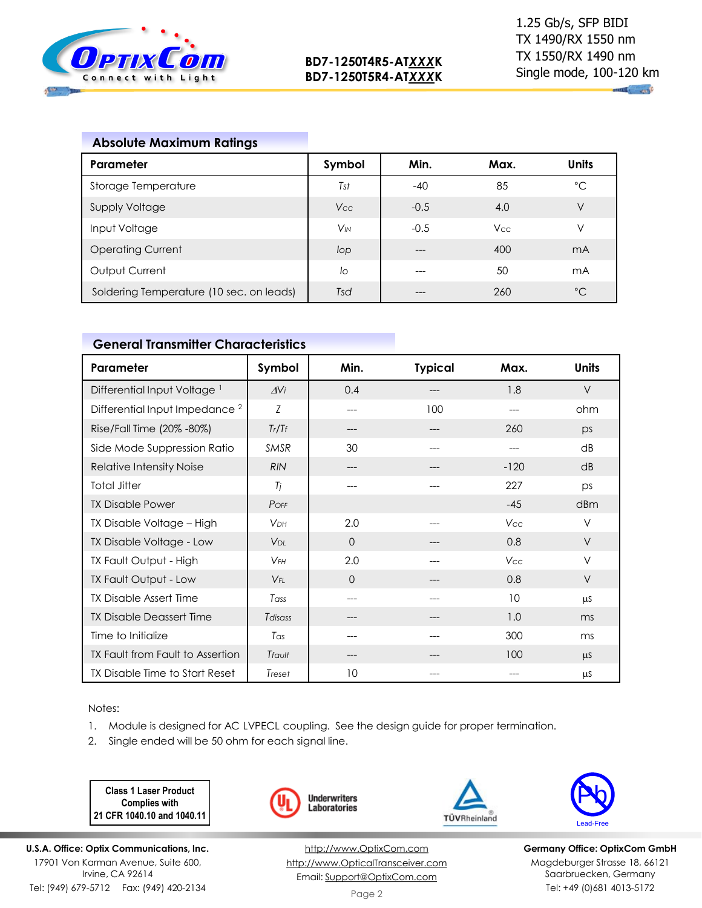## Absolute Maximum Ratings

| Parameter | Symbol | Min. | Max. | Units |
|---|---|---|---|---|
| Storage Temperature | $T_{st}$ | -40 | 85 | °C |
| Supply Voltage | $V_{CC}$ | -0.5 | 4.0 | V |
| Input Voltage | $V_{IN}$ | -0.5 | $V_{CC}$ | V |
| Operating Current | $I_{op}$ | --- | 400 | mA |
| Output Current | $I_o$ | --- | 50 | mA |
| Soldering Temperature (10 sec. on leads) | $T_{sd}$ | --- | 260 | °C |

## General Transmitter Characteristics

| Parameter | Symbol | Min. | Typical | Max. | Units |
|---|---|---|---|---|---|
| Differential Input Voltage [1] | $\Delta V_i$ | 0.4 | --- | 1.8 | V |
| Differential Input Impedance [2] | $Z$ | --- | 100 | --- | ohm |
| Rise/Fall Time (20% -80%) | $T_r/T_f$ | --- | --- | 260 | ps |
| Side Mode Suppression Ratio | $SMSR$ | 30 | --- | --- | dB |
| Relative Intensity Noise | $RIN$ | --- | --- | -120 | dB |
| Total Jitter | $T_j$ | --- | --- | 227 | ps |
| TX Disable Power | $P_{OFF}$ | | | -45 | dBm |
| TX Disable Voltage – High | $V_{DH}$ | 2.0 | --- | $V_{CC}$ | V |
| TX Disable Voltage - Low | $V_{DL}$ | 0 | --- | 0.8 | V |
| TX Fault Output - High | $V_{FH}$ | 2.0 | --- | $V_{CC}$ | V |
| TX Fault Output - Low | $V_{FL}$ | 0 | --- | 0.8 | V |
| TX Disable Assert Time | $T_{ass}$ | --- | --- | 10 | µs |
| TX Disable Deassert Time | $T_{disass}$ | --- | --- | 1.0 | ms |
| Time to Initialize | $T_{as}$ | --- | --- | 300 | ms |
| TX Fault from Fault to Assertion | $T_{fault}$ | --- | --- | 100 | µs |
| TX Disable Time to Start Reset | $T_{reset}$ | 10 | --- | --- | µs |

Notes:

1. Module is designed for AC LVPECL coupling. See the design guide for proper termination.
2. Single ended will be 50 ohm for each signal line.

**Class 1 Laser Product Complies with 21 CFR 1040.10 and 1040.11**

**U.S.A. Office: Optix Communications, Inc.**
17901 Von Karman Avenue, Suite 600,
Irvine, CA 92614
Tel: (949) 679-5712 Fax: (949) 420-2134

http://www.OptixCom.com
http://www.OpticalTransceiver.com
Email: Support@OptixCom.com

**Germany Office: OptixCom GmbH**
Magdeburger Strasse 18, 66121
Saarbruecken, Germany
Tel: +49 (0)681 4013-5172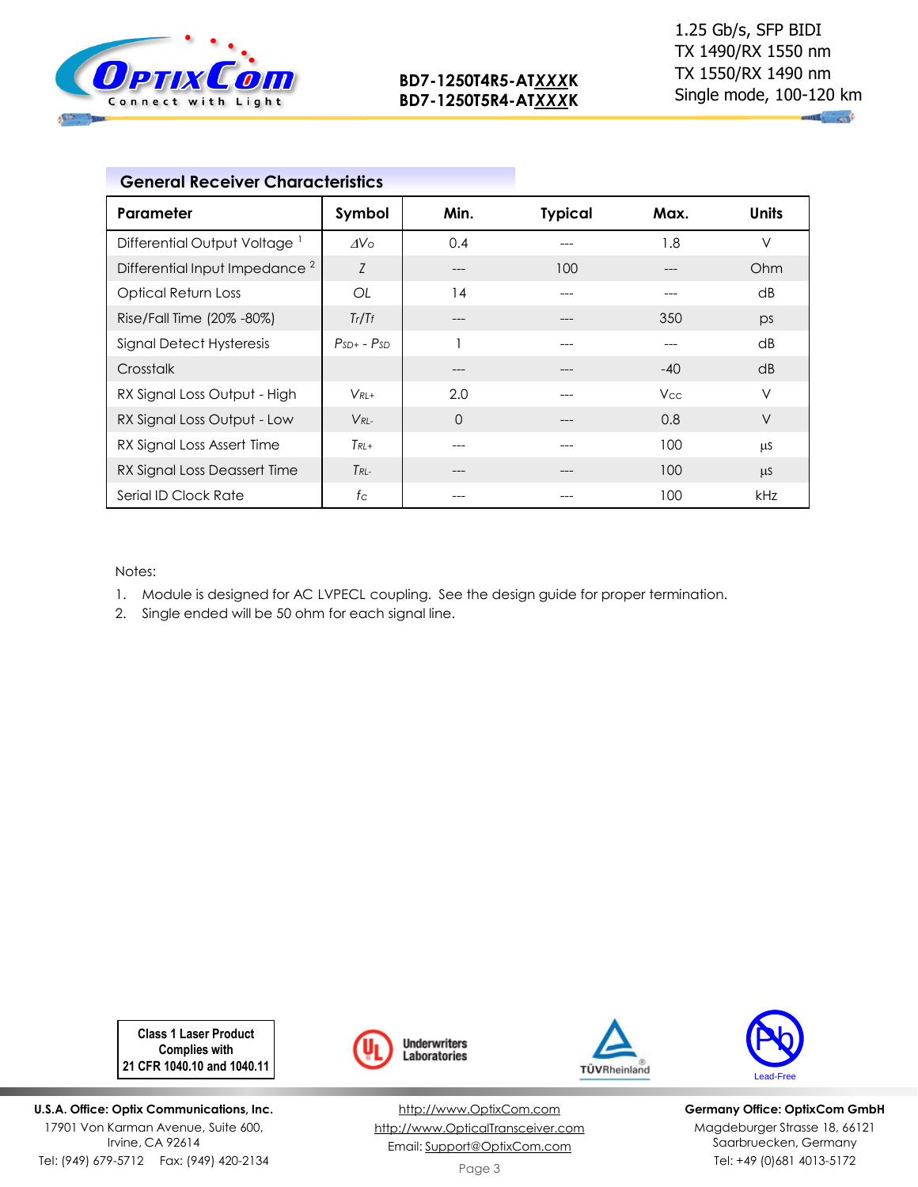## General Receiver Characteristics

| Parameter | Symbol | Min. | Typical | Max. | Units |
|---|---|---|---|---|---|
| Differential Output Voltage [1] | $\Delta V_O$ | 0.4 | --- | 1.8 | V |
| Differential Input Impedance [2] | $Z$ | --- | 100 | --- | Ohm |
| Optical Return Loss | $OL$ | 14 | --- | --- | dB |
| Rise/Fall Time (20% -80%) | $T_r/T_f$ | --- | --- | 350 | ps |
| Signal Detect Hysteresis | $P_{SD+} - P_{SD}$ | 1 | --- | --- | dB |
| Crosstalk | | --- | --- | -40 | dB |
| RX Signal Loss Output - High | $V_{RL+}$ | 2.0 | --- | $V_{CC}$ | V |
| RX Signal Loss Output - Low | $V_{RL-}$ | 0 | --- | 0.8 | V |
| RX Signal Loss Assert Time | $T_{RL+}$ | --- | --- | 100 | µs |
| RX Signal Loss Deassert Time | $T_{RL-}$ | --- | --- | 100 | µs |
| Serial ID Clock Rate | $f_C$ | --- | --- | 100 | kHz |

Notes:

1. Module is designed for AC LVPECL coupling. See the design guide for proper termination.
2. Single ended will be 50 ohm for each signal line.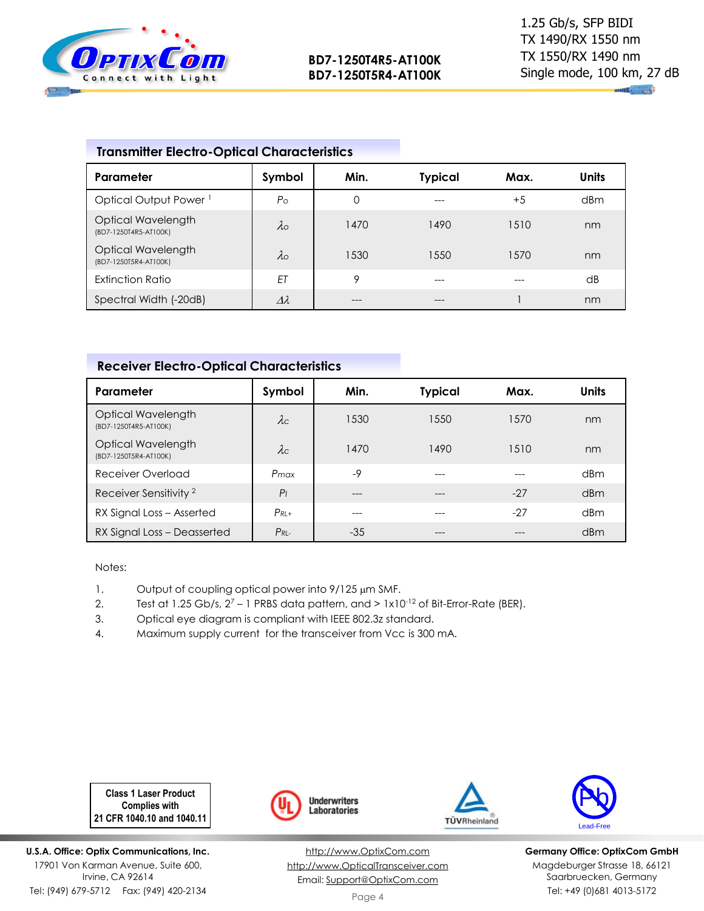## Transmitter Electro-Optical Characteristics

| Parameter | Symbol | Min. | Typical | Max. | Units |
|---|---|---|---|---|---|
| Optical Output Power [1] | $P_O$ | 0 | --- | +5 | dBm |
| Optical Wavelength (BD7-1250T4R5-AT100K) | $\lambda_O$ | 1470 | 1490 | 1510 | nm |
| Optical Wavelength (BD7-1250T5R4-AT100K) | $\lambda_O$ | 1530 | 1550 | 1570 | nm |
| Extinction Ratio | $ET$ | 9 | --- | --- | dB |
| Spectral Width (-20dB) | $\Delta\lambda$ | --- | --- | 1 | nm |

## Receiver Electro-Optical Characteristics

| Parameter | Symbol | Min. | Typical | Max. | Units |
|---|---|---|---|---|---|
| Optical Wavelength (BD7-1250T4R5-AT100K) | $\lambda_C$ | 1530 | 1550 | 1570 | nm |
| Optical Wavelength (BD7-1250T5R4-AT100K) | $\lambda_C$ | 1470 | 1490 | 1510 | nm |
| Receiver Overload | $P_{max}$ | -9 | --- | --- | dBm |
| Receiver Sensitivity [2] | $P_I$ | --- | --- | -27 | dBm |
| RX Signal Loss – Asserted | $P_{RL+}$ | --- | --- | -27 | dBm |
| RX Signal Loss – Deasserted | $P_{RL-}$ | -35 | --- | --- | dBm |

Notes:

1. Output of coupling optical power into 9/125 µm SMF.
2. Test at 1.25 Gb/s, $2^7 - 1$ PRBS data pattern, and > $1 \times 10^{-12}$ of Bit-Error-Rate (BER).
3. Optical eye diagram is compliant with IEEE 802.3z standard.
4. Maximum supply current for the transceiver from Vcc is 300 mA.

Class 1 Laser Product
Complies with
21 CFR 1040.10 and 1040.11

Underwriters Laboratories

TÜVRheinland

Lead-Free

**U.S.A. Office: Optix Communications, Inc.**
17901 Von Karman Avenue, Suite 600,
Irvine, CA 92614
Tel: (949) 679-5712 Fax: (949) 420-2134

http://www.OptixCom.com
http://www.OpticalTransceiver.com
Email: Support@OptixCom.com

**Germany Office: OptixCom GmbH**
Magdeburger Strasse 18, 66121
Saarbruecken, Germany
Tel: +49 (0)681 4013-5172